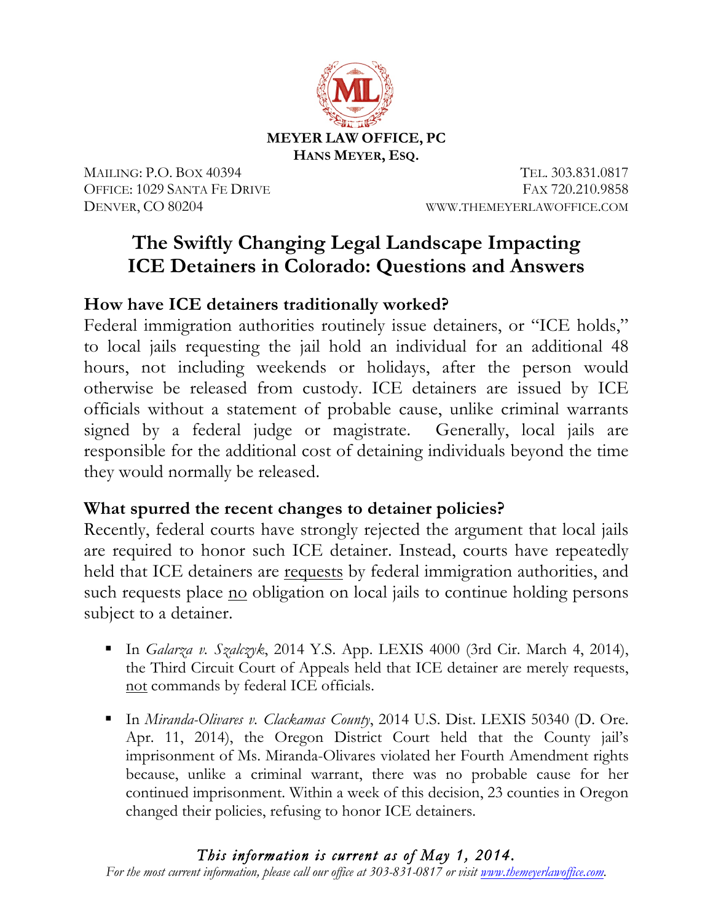**MEYER LAW OFFICE, PC**
**HANS MEYER, ESQ.**

MAILING: P.O. BOX 40394
OFFICE: 1029 SANTA FE DRIVE
DENVER, CO 80204

TEL. 303.831.0817
FAX 720.210.9858
WWW.THEMEYERLAWOFFICE.COM

# The Swiftly Changing Legal Landscape Impacting ICE Detainers in Colorado: Questions and Answers

## How have ICE detainers traditionally worked?

Federal immigration authorities routinely issue detainers, or "ICE holds," to local jails requesting the jail hold an individual for an additional 48 hours, not including weekends or holidays, after the person would otherwise be released from custody. ICE detainers are issued by ICE officials without a statement of probable cause, unlike criminal warrants signed by a federal judge or magistrate. Generally, local jails are responsible for the additional cost of detaining individuals beyond the time they would normally be released.

## What spurred the recent changes to detainer policies?

Recently, federal courts have strongly rejected the argument that local jails are required to honor such ICE detainer. Instead, courts have repeatedly held that ICE detainers are <u>requests</u> by federal immigration authorities, and such requests place <u>no</u> obligation on local jails to continue holding persons subject to a detainer.

- In *Galarza v. Szalczyk*, 2014 Y.S. App. LEXIS 4000 (3rd Cir. March 4, 2014), the Third Circuit Court of Appeals held that ICE detainer are merely requests, <u>not</u> commands by federal ICE officials.
- In *Miranda-Olivares v. Clackamas County*, 2014 U.S. Dist. LEXIS 50340 (D. Ore. Apr. 11, 2014), the Oregon District Court held that the County jail's imprisonment of Ms. Miranda-Olivares violated her Fourth Amendment rights because, unlike a criminal warrant, there was no probable cause for her continued imprisonment. Within a week of this decision, 23 counties in Oregon changed their policies, refusing to honor ICE detainers.

*This information is current as of May 1, 2014.*
*For the most current information, please call our office at 303-831-0817 or visit www.themeyerlawoffice.com.*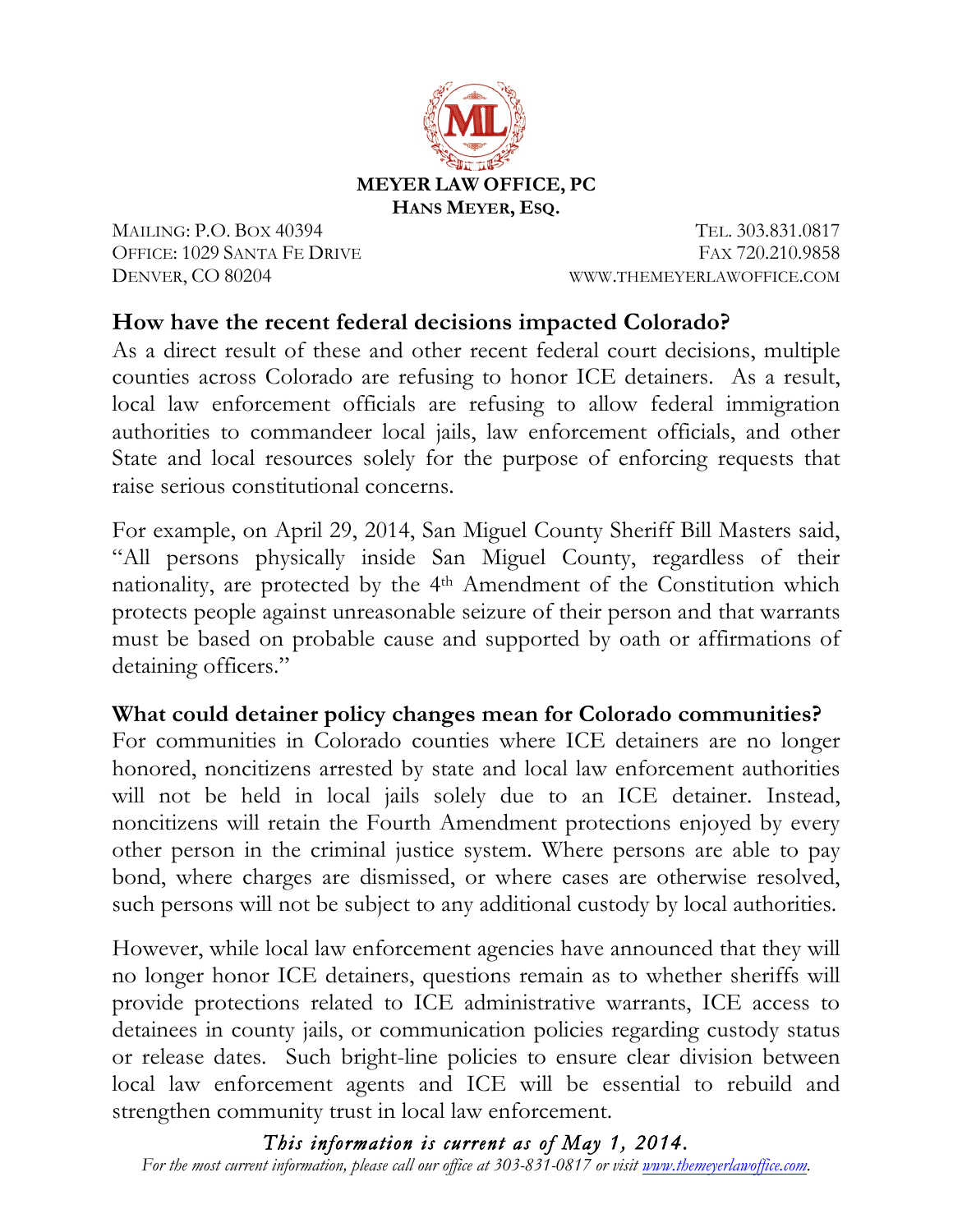**MEYER LAW OFFICE, PC**
**HANS MEYER, ESQ.**

MAILING: P.O. BOX 40394
OFFICE: 1029 SANTA FE DRIVE
DENVER, CO 80204

TEL. 303.831.0817
FAX 720.210.9858
WWW.THEMEYERLAWOFFICE.COM

## How have the recent federal decisions impacted Colorado?

As a direct result of these and other recent federal court decisions, multiple counties across Colorado are refusing to honor ICE detainers. As a result, local law enforcement officials are refusing to allow federal immigration authorities to commandeer local jails, law enforcement officials, and other State and local resources solely for the purpose of enforcing requests that raise serious constitutional concerns.

For example, on April 29, 2014, San Miguel County Sheriff Bill Masters said, "All persons physically inside San Miguel County, regardless of their nationality, are protected by the 4th Amendment of the Constitution which protects people against unreasonable seizure of their person and that warrants must be based on probable cause and supported by oath or affirmations of detaining officers."

## What could detainer policy changes mean for Colorado communities?

For communities in Colorado counties where ICE detainers are no longer honored, noncitizens arrested by state and local law enforcement authorities will not be held in local jails solely due to an ICE detainer. Instead, noncitizens will retain the Fourth Amendment protections enjoyed by every other person in the criminal justice system. Where persons are able to pay bond, where charges are dismissed, or where cases are otherwise resolved, such persons will not be subject to any additional custody by local authorities.

However, while local law enforcement agencies have announced that they will no longer honor ICE detainers, questions remain as to whether sheriffs will provide protections related to ICE administrative warrants, ICE access to detainees in county jails, or communication policies regarding custody status or release dates. Such bright-line policies to ensure clear division between local law enforcement agents and ICE will be essential to rebuild and strengthen community trust in local law enforcement.

*This information is current as of May 1, 2014.*
*For the most current information, please call our office at 303-831-0817 or visit www.themeyerlawoffice.com.*